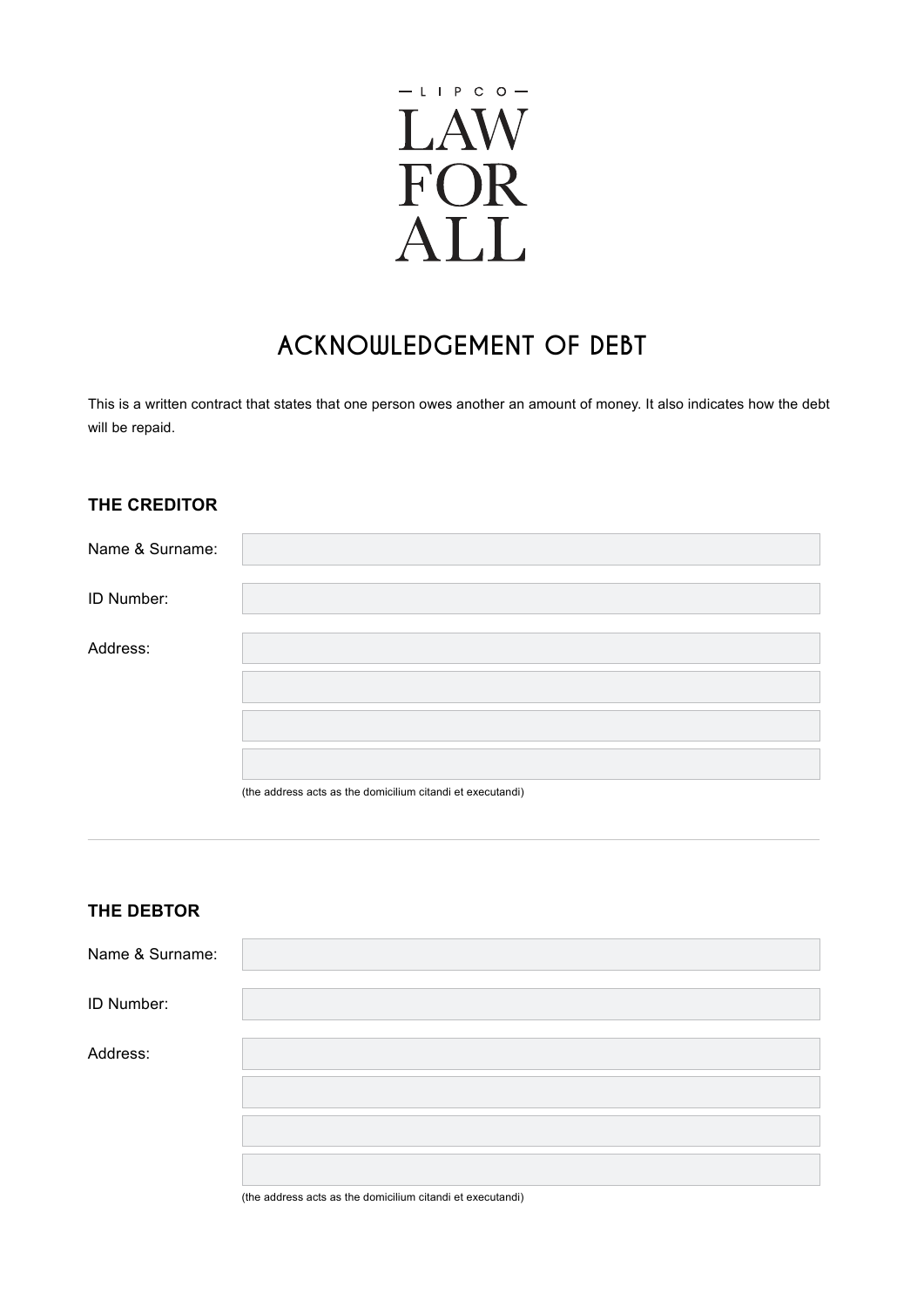— L I P C O —

LAW
FOR
ALL

# ACKNOWLEDGEMENT OF DEBT

This is a written contract that states that one person owes another an amount of money. It also indicates how the debt will be repaid.

## THE CREDITOR

Name & Surname:

ID Number:

Address:

(the address acts as the domicilium citandi et executandi)

---

## THE DEBTOR

Name & Surname:

ID Number:

Address:

(the address acts as the domicilium citandi et executandi)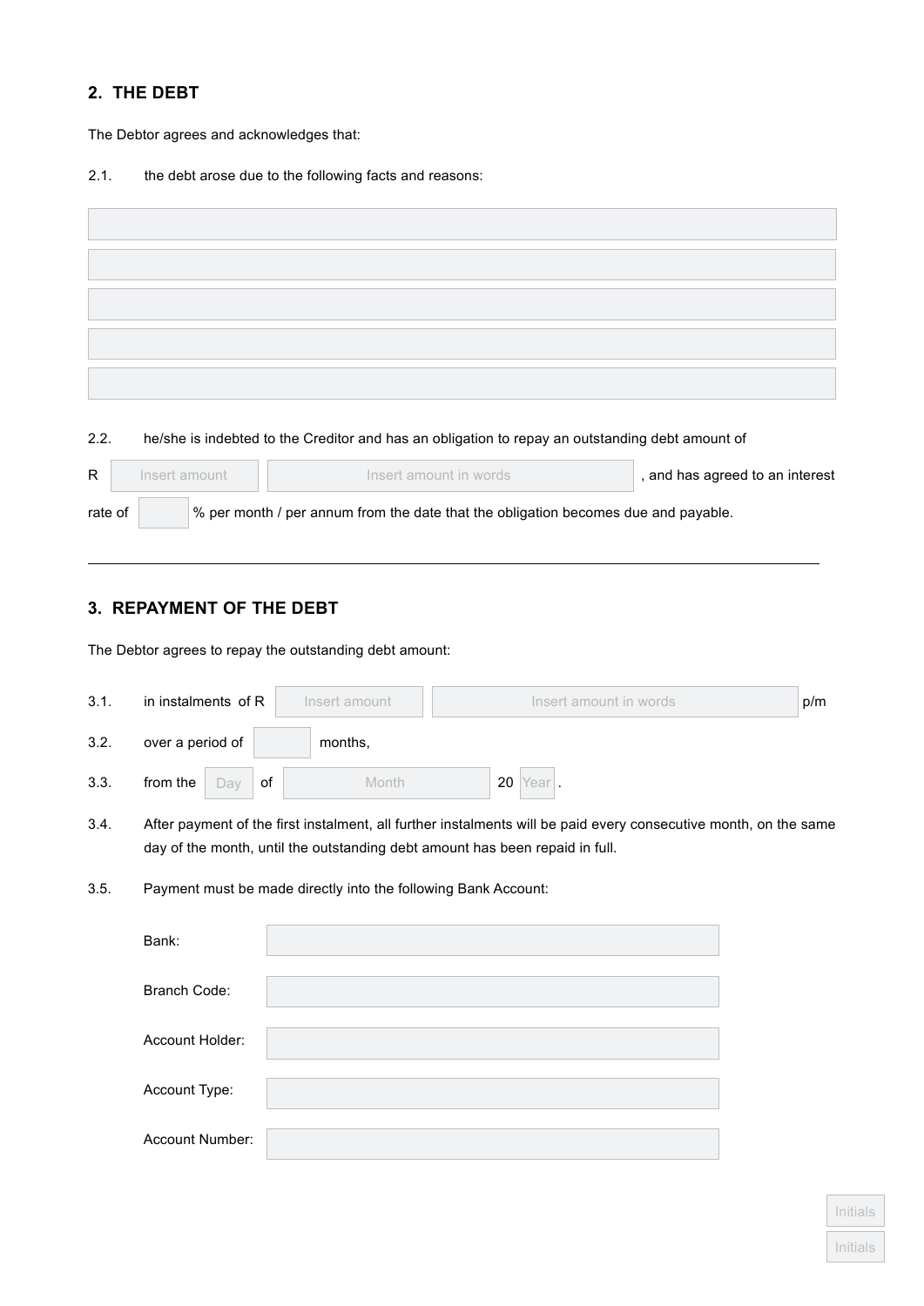## 2. THE DEBT

The Debtor agrees and acknowledges that:

2.1. the debt arose due to the following facts and reasons:

______________________________________________

______________________________________________

______________________________________________

______________________________________________

______________________________________________

2.2. he/she is indebted to the Creditor and has an obligation to repay an outstanding debt amount of

R [Insert amount] [Insert amount in words], and has agreed to an interest rate of [ ] % per month / per annum from the date that the obligation becomes due and payable.

---

## 3. REPAYMENT OF THE DEBT

The Debtor agrees to repay the outstanding debt amount:

3.1. in instalments of R [Insert amount] [Insert amount in words] p/m

3.2. over a period of [ ] months,

3.3. from the [Day] of [Month] 20 [Year].

3.4. After payment of the first instalment, all further instalments will be paid every consecutive month, on the same day of the month, until the outstanding debt amount has been repaid in full.

3.5. Payment must be made directly into the following Bank Account:

| | |
|---|---|
| Bank: | |
| Branch Code: | |
| Account Holder: | |
| Account Type: | |
| Account Number: | |

Initials

Initials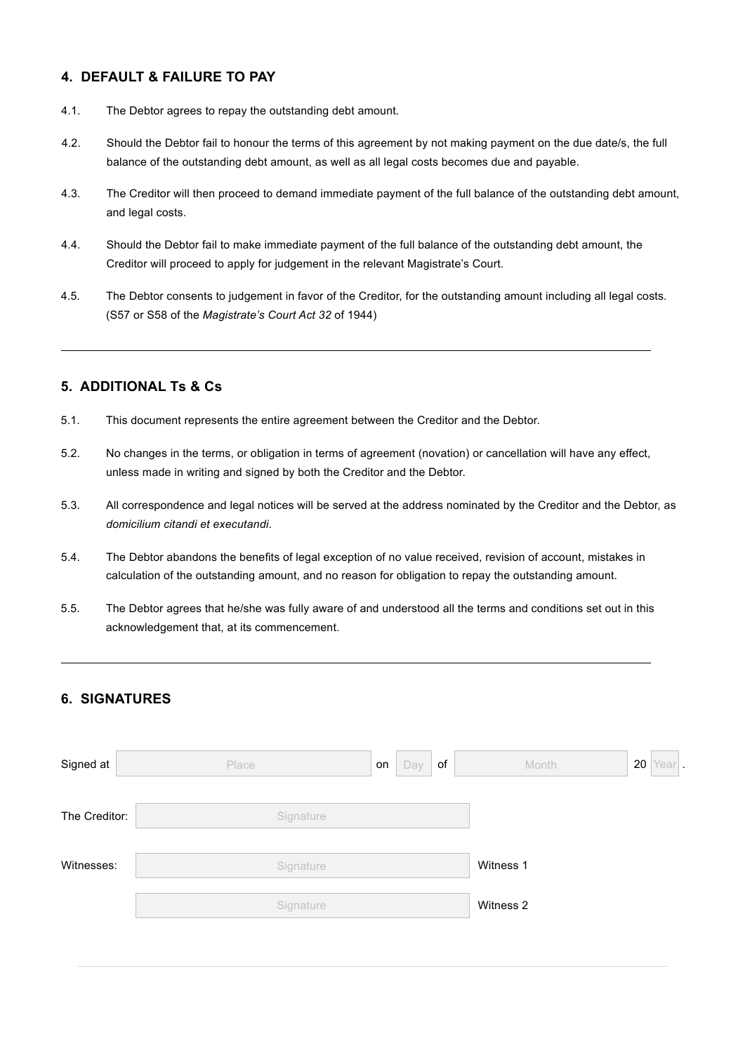## 4. DEFAULT & FAILURE TO PAY

4.1. The Debtor agrees to repay the outstanding debt amount.

4.2. Should the Debtor fail to honour the terms of this agreement by not making payment on the due date/s, the full balance of the outstanding debt amount, as well as all legal costs becomes due and payable.

4.3. The Creditor will then proceed to demand immediate payment of the full balance of the outstanding debt amount, and legal costs.

4.4. Should the Debtor fail to make immediate payment of the full balance of the outstanding debt amount, the Creditor will proceed to apply for judgement in the relevant Magistrate's Court.

4.5. The Debtor consents to judgement in favor of the Creditor, for the outstanding amount including all legal costs. (S57 or S58 of the *Magistrate's Court Act 32* of 1944)

---

## 5. ADDITIONAL Ts & Cs

5.1. This document represents the entire agreement between the Creditor and the Debtor.

5.2. No changes in the terms, or obligation in terms of agreement (novation) or cancellation will have any effect, unless made in writing and signed by both the Creditor and the Debtor.

5.3. All correspondence and legal notices will be served at the address nominated by the Creditor and the Debtor, as *domicilium citandi et executandi*.

5.4. The Debtor abandons the benefits of legal exception of no value received, revision of account, mistakes in calculation of the outstanding amount, and no reason for obligation to repay the outstanding amount.

5.5. The Debtor agrees that he/she was fully aware of and understood all the terms and conditions set out in this acknowledgement that, at its commencement.

---

## 6. SIGNATURES

Signed at [Place] on [Day] of [Month] 20 [Year] .

The Creditor: [Signature]

Witnesses: [Signature] Witness 1

[Signature] Witness 2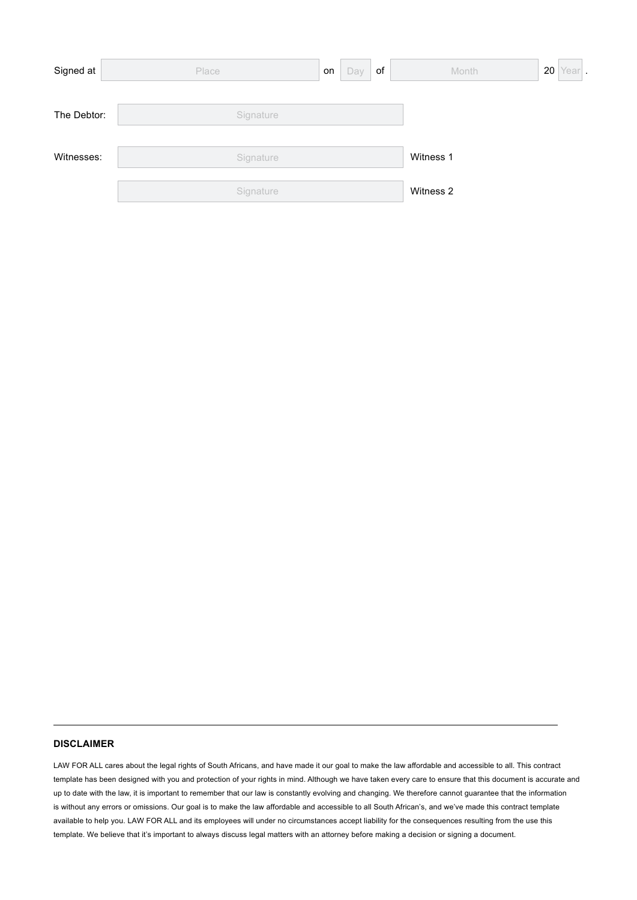Signed at Place on Day of Month 20 Year .

The Debtor: Signature

Witnesses: Signature Witness 1

Signature Witness 2

---

**DISCLAIMER**

LAW FOR ALL cares about the legal rights of South Africans, and have made it our goal to make the law affordable and accessible to all. This contract template has been designed with you and protection of your rights in mind. Although we have taken every care to ensure that this document is accurate and up to date with the law, it is important to remember that our law is constantly evolving and changing. We therefore cannot guarantee that the information is without any errors or omissions. Our goal is to make the law affordable and accessible to all South African's, and we've made this contract template available to help you. LAW FOR ALL and its employees will under no circumstances accept liability for the consequences resulting from the use this template. We believe that it's important to always discuss legal matters with an attorney before making a decision or signing a document.